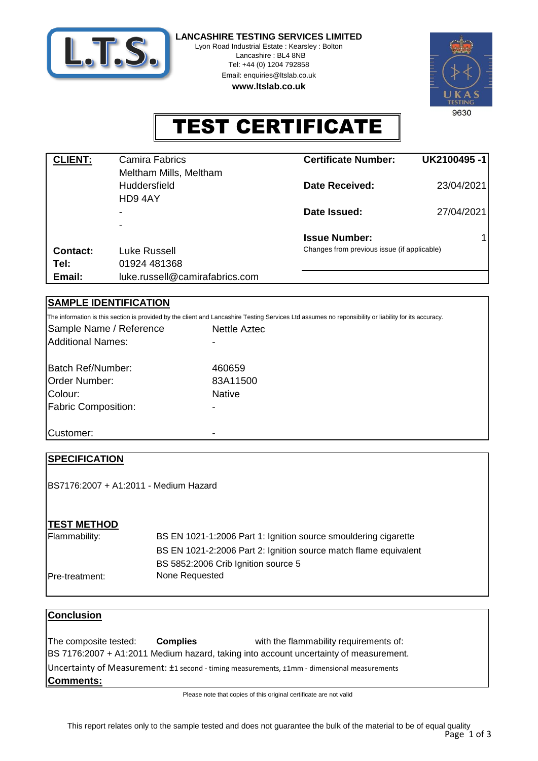**LANCASHIRE TESTING SERVICES LIMITED**
Lyon Road Industrial Estate : Kearsley : Bolton
Lancashire : BL4 8NB
Tel: +44 (0) 1204 792858
Email: enquiries@ltslab.co.uk
**www.ltslab.co.uk**

UKAS TESTING 9630

# TEST CERTIFICATE

| | | | |
|---|---|---|---|
| **CLIENT:** | Camira Fabrics | **Certificate Number:** | **UK2100495 -1** |
| | Meltham Mills, Meltham | | |
| | Huddersfield | **Date Received:** | 23/04/2021 |
| | HD9 4AY | | |
| | - | **Date Issued:** | 27/04/2021 |
| | - | | |
| | | **Issue Number:** | 1 |
| **Contact:** | Luke Russell | Changes from previous issue (if applicable) | |
| **Tel:** | 01924 481368 | | |
| **Email:** | luke.russell@camirafabrics.com | | |

## SAMPLE IDENTIFICATION

The information is this section is provided by the client and Lancashire Testing Services Ltd assumes no reponsibility or liability for its accuracy.

| | |
|---|---|
| Sample Name / Reference | Nettle Aztec |
| Additional Names: | - |
| Batch Ref/Number: | 460659 |
| Order Number: | 83A11500 |
| Colour: | Native |
| Fabric Composition: | - |
| Customer: | - |

## SPECIFICATION

BS7176:2007 + A1:2011 - Medium Hazard

## TEST METHOD

| | |
|---|---|
| Flammability: | BS EN 1021-1:2006 Part 1: Ignition source smouldering cigarette |
| | BS EN 1021-2:2006 Part 2: Ignition source match flame equivalent |
| | BS 5852:2006 Crib Ignition source 5 |
| Pre-treatment: | None Requested |

## Conclusion

The composite tested: **Complies** with the flammability requirements of:
BS 7176:2007 + A1:2011 Medium hazard, taking into account uncertainty of measurement.

Uncertainty of Measurement: ±1 second - timing measurements, ±1mm - dimensional measurements

**Comments:**

Please note that copies of this original certificate are not valid

This report relates only to the sample tested and does not guarantee the bulk of the material to be of equal quality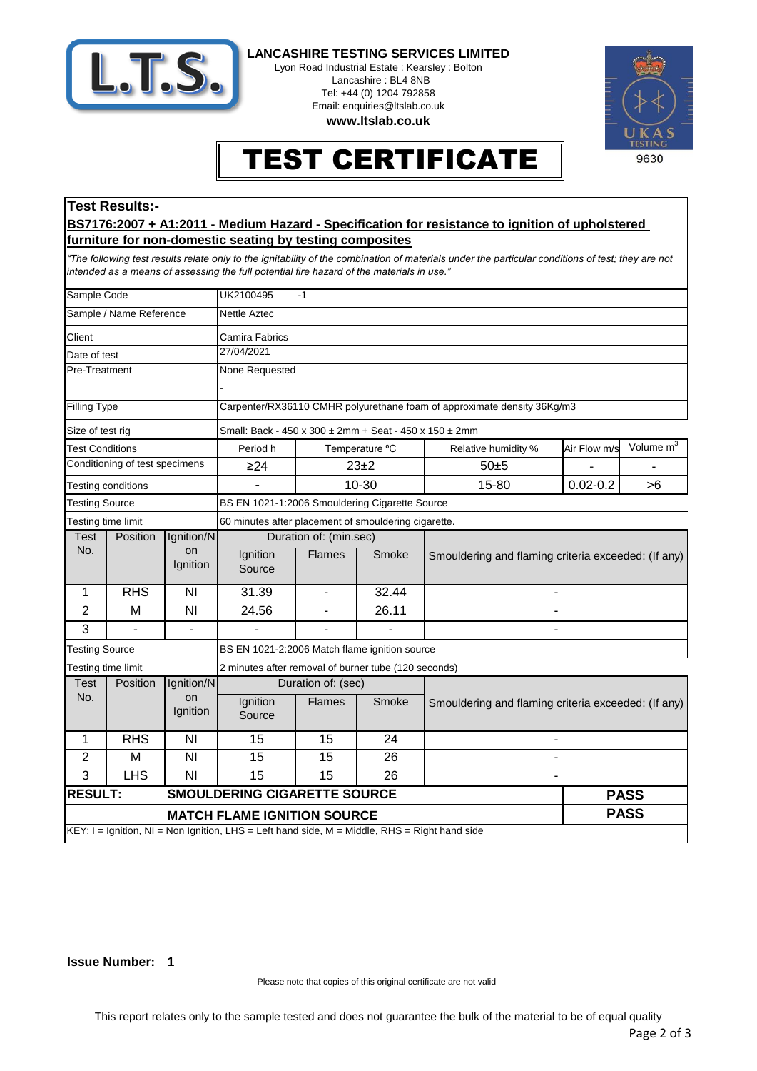**LANCASHIRE TESTING SERVICES LIMITED**
Lyon Road Industrial Estate : Kearsley : Bolton
Lancashire : BL4 8NB
Tel: +44 (0) 1204 792858
Email: enquiries@ltslab.co.uk
**www.ltslab.co.uk**

UKAS TESTING 9630

# TEST CERTIFICATE

## Test Results:-

**BS7176:2007 + A1:2011 - Medium Hazard - Specification for resistance to ignition of upholstered furniture for non-domestic seating by testing composites**

*"The following test results relate only to the ignitability of the combination of materials under the particular conditions of test; they are not intended as a means of assessing the full potential fire hazard of the materials in use."*

| | |
|---|---|
| Sample Code | UK2100495 -1 |
| Sample / Name Reference | Nettle Aztec |
| Client | Camira Fabrics |
| Date of test | 27/04/2021 |
| Pre-Treatment | None Requested<br>- |
| Filling Type | Carpenter/RX36110 CMHR polyurethane foam of approximate density 36Kg/m3 |
| Size of test rig | Small: Back - 450 x 300 ± 2mm + Seat - 450 x 150 ± 2mm |

| Test Conditions | Period h | Temperature ºC | Relative humidity % | Air Flow m/s | Volume $m^3$ |
|---|---|---|---|---|---|
| Conditioning of test specimens | ≥24 | 23±2 | 50±5 | - | - |
| Testing conditions | - | 10-30 | 15-80 | 0.02-0.2 | >6 |

Testing Source: BS EN 1021-1:2006 Smouldering Cigarette Source
Testing time limit: 60 minutes after placement of smouldering cigarette.

| Test No. | Position | Ignition/Non Ignition | Duration of: (min.sec) Ignition Source | Flames | Smoke | Smouldering and flaming criteria exceeded: (If any) |
|---|---|---|---|---|---|---|
| 1 | RHS | NI | 31.39 | - | 32.44 | - |
| 2 | M | NI | 24.56 | - | 26.11 | - |
| 3 | - | - | - | - | - | - |

Testing Source: BS EN 1021-2:2006 Match flame ignition source
Testing time limit: 2 minutes after removal of burner tube (120 seconds)

| Test No. | Position | Ignition/Non Ignition | Duration of: (sec) Ignition Source | Flames | Smoke | Smouldering and flaming criteria exceeded: (If any) |
|---|---|---|---|---|---|---|
| 1 | RHS | NI | 15 | 15 | 24 | - |
| 2 | M | NI | 15 | 15 | 26 | - |
| 3 | LHS | NI | 15 | 15 | 26 | - |

| RESULT: | |
|---|---|
| **SMOULDERING CIGARETTE SOURCE** | **PASS** |
| **MATCH FLAME IGNITION SOURCE** | **PASS** |

KEY: I = Ignition, NI = Non Ignition, LHS = Left hand side, M = Middle, RHS = Right hand side

**Issue Number: 1**

Please note that copies of this original certificate are not valid

This report relates only to the sample tested and does not guarantee the bulk of the material to be of equal quality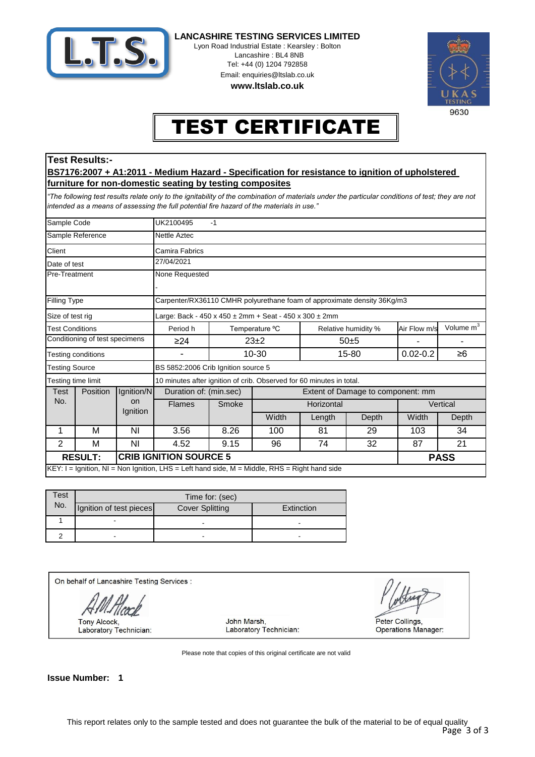**LANCASHIRE TESTING SERVICES LIMITED**
Lyon Road Industrial Estate : Kearsley : Bolton
Lancashire : BL4 8NB
Tel: +44 (0) 1204 792858
Email: enquiries@ltslab.co.uk
**www.ltslab.co.uk**

UKAS TESTING
9630

# TEST CERTIFICATE

## Test Results:-

**BS7176:2007 + A1:2011 - Medium Hazard - Specification for resistance to ignition of upholstered furniture for non-domestic seating by testing composites**

*"The following test results relate only to the ignitability of the combination of materials under the particular conditions of test; they are not intended as a means of assessing the full potential fire hazard of the materials in use."*

| | | | | | | | | | |
|---|---|---|---|---|---|---|---|---|---|
| Sample Code | | | UK2100495 -1 | | | | | | |
| Sample Reference | | | Nettle Aztec | | | | | | |
| Client | | | Camira Fabrics | | | | | | |
| Date of test | | | 27/04/2021 | | | | | | |
| Pre-Treatment | | | None Requested<br>- | | | | | | |
| Filling Type | | | Carpenter/RX36110 CMHR polyurethane foam of approximate density 36Kg/m3 | | | | | | |
| Size of test rig | | | Large: Back - 450 x 450 ± 2mm + Seat - 450 x 300 ± 2mm | | | | | | |
| Test Conditions | | | Period h | Temperature ºC | | Relative humidity % | | Air Flow m/s | Volume $m^3$ |
| Conditioning of test specimens | | | ≥24 | 23±2 | | 50±5 | | - | - |
| Testing conditions | | | - | 10-30 | | 15-80 | | 0.02-0.2 | ≥6 |
| Testing Source | | | BS 5852:2006 Crib Ignition source 5 | | | | | | |
| Testing time limit | | | 10 minutes after ignition of crib. Observed for 60 minutes in total. | | | | | | |
| Test No. | Position | Ignition/Non Ignition | Duration of: (min.sec) | | Extent of Damage to component: mm | | | | |
| | | | Flames | Smoke | Horizontal | | | Vertical | |
| | | | | | Width | Length | Depth | Width | Depth |
| 1 | M | NI | 3.56 | 8.26 | 100 | 81 | 29 | 103 | 34 |
| 2 | M | NI | 4.52 | 9.15 | 96 | 74 | 32 | 87 | 21 |
| **RESULT:** | | **CRIB IGNITION SOURCE 5** | | | | | | **PASS** | |

KEY: I = Ignition, NI = Non Ignition, LHS = Left hand side, M = Middle, RHS = Right hand side

| Test No. | Time for: (sec) | | |
|---|---|---|---|
| | Ignition of test pieces | Cover Splitting | Extinction |
| 1 | - | - | - |
| 2 | - | - | - |

On behalf of Lancashire Testing Services :

Tony Alcock,
Laboratory Technician:

John Marsh,
Laboratory Technician:

Peter Collings,
Operations Manager:

Please note that copies of this original certificate are not valid

**Issue Number: 1**

This report relates only to the sample tested and does not guarantee the bulk of the material to be of equal quality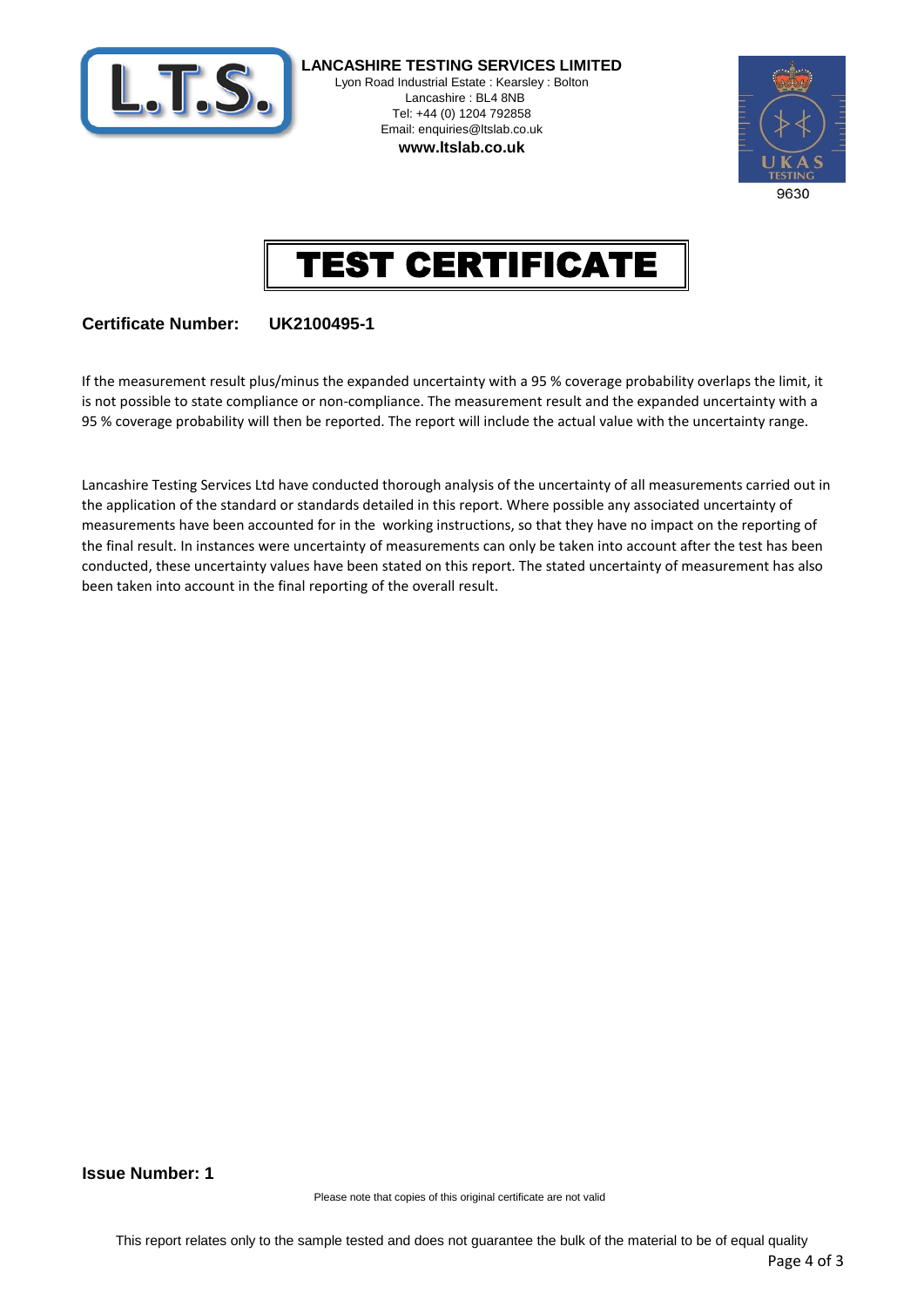LANCASHIRE TESTING SERVICES LIMITED
Lyon Road Industrial Estate : Kearsley : Bolton
Lancashire : BL4 8NB
Tel: +44 (0) 1204 792858
Email: enquiries@ltslab.co.uk
www.ltslab.co.uk

9630

# TEST CERTIFICATE

**Certificate Number: UK2100495-1**

If the measurement result plus/minus the expanded uncertainty with a 95 % coverage probability overlaps the limit, it is not possible to state compliance or non-compliance. The measurement result and the expanded uncertainty with a 95 % coverage probability will then be reported. The report will include the actual value with the uncertainty range.

Lancashire Testing Services Ltd have conducted thorough analysis of the uncertainty of all measurements carried out in the application of the standard or standards detailed in this report. Where possible any associated uncertainty of measurements have been accounted for in the working instructions, so that they have no impact on the reporting of the final result. In instances were uncertainty of measurements can only be taken into account after the test has been conducted, these uncertainty values have been stated on this report. The stated uncertainty of measurement has also been taken into account in the final reporting of the overall result.

**Issue Number: 1**

Please note that copies of this original certificate are not valid

This report relates only to the sample tested and does not guarantee the bulk of the material to be of equal quality